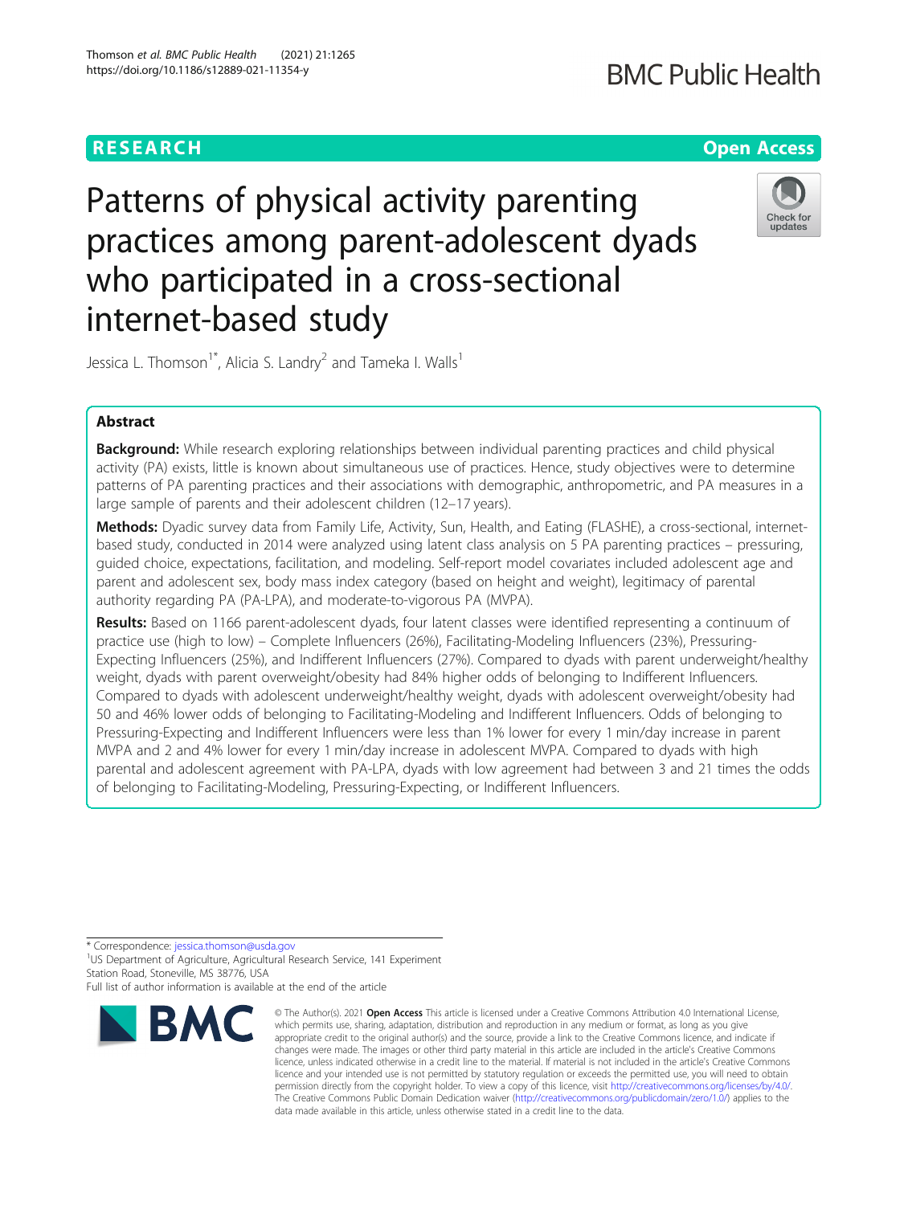RESEARCH

Open Access

# Patterns of physical activity parenting practices among parent-adolescent dyads who participated in a cross-sectional internet-based study

Jessica L. Thomson[1*], Alicia S. Landry[2] and Tameka I. Walls[1]

## Abstract

**Background:** While research exploring relationships between individual parenting practices and child physical activity (PA) exists, little is known about simultaneous use of practices. Hence, study objectives were to determine patterns of PA parenting practices and their associations with demographic, anthropometric, and PA measures in a large sample of parents and their adolescent children (12–17 years).

**Methods:** Dyadic survey data from Family Life, Activity, Sun, Health, and Eating (FLASHE), a cross-sectional, internet-based study, conducted in 2014 were analyzed using latent class analysis on 5 PA parenting practices – pressuring, guided choice, expectations, facilitation, and modeling. Self-report model covariates included adolescent age and parent and adolescent sex, body mass index category (based on height and weight), legitimacy of parental authority regarding PA (PA-LPA), and moderate-to-vigorous PA (MVPA).

**Results:** Based on 1166 parent-adolescent dyads, four latent classes were identified representing a continuum of practice use (high to low) – Complete Influencers (26%), Facilitating-Modeling Influencers (23%), Pressuring-Expecting Influencers (25%), and Indifferent Influencers (27%). Compared to dyads with parent underweight/healthy weight, dyads with parent overweight/obesity had 84% higher odds of belonging to Indifferent Influencers. Compared to dyads with adolescent underweight/healthy weight, dyads with adolescent overweight/obesity had 50 and 46% lower odds of belonging to Facilitating-Modeling and Indifferent Influencers. Odds of belonging to Pressuring-Expecting and Indifferent Influencers were less than 1% lower for every 1 min/day increase in parent MVPA and 2 and 4% lower for every 1 min/day increase in adolescent MVPA. Compared to dyads with high parental and adolescent agreement with PA-LPA, dyads with low agreement had between 3 and 21 times the odds of belonging to Facilitating-Modeling, Pressuring-Expecting, or Indifferent Influencers.

* Correspondence: jessica.thomson@usda.gov
[1]US Department of Agriculture, Agricultural Research Service, 141 Experiment Station Road, Stoneville, MS 38776, USA
Full list of author information is available at the end of the article

© The Author(s). 2021 **Open Access** This article is licensed under a Creative Commons Attribution 4.0 International License, which permits use, sharing, adaptation, distribution and reproduction in any medium or format, as long as you give appropriate credit to the original author(s) and the source, provide a link to the Creative Commons licence, and indicate if changes were made. The images or other third party material in this article are included in the article's Creative Commons licence, unless indicated otherwise in a credit line to the material. If material is not included in the article's Creative Commons licence and your intended use is not permitted by statutory regulation or exceeds the permitted use, you will need to obtain permission directly from the copyright holder. To view a copy of this licence, visit http://creativecommons.org/licenses/by/4.0/. The Creative Commons Public Domain Dedication waiver (http://creativecommons.org/publicdomain/zero/1.0/) applies to the data made available in this article, unless otherwise stated in a credit line to the data.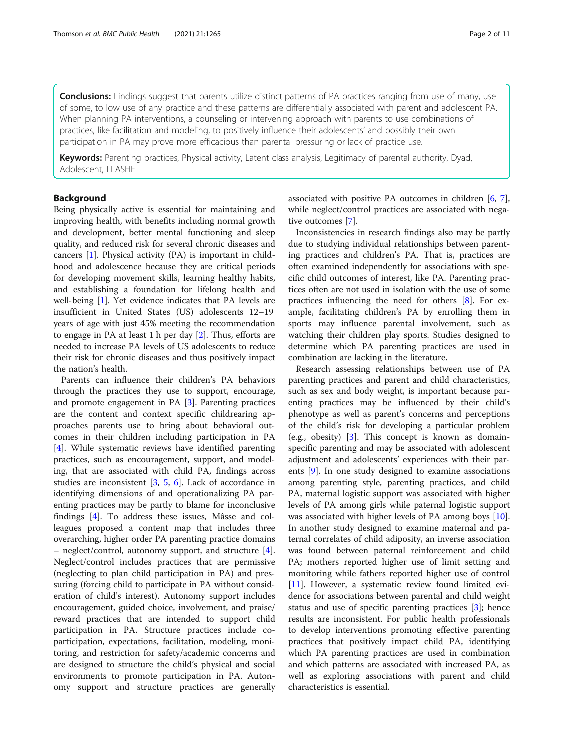**Conclusions:** Findings suggest that parents utilize distinct patterns of PA practices ranging from use of many, use of some, to low use of any practice and these patterns are differentially associated with parent and adolescent PA. When planning PA interventions, a counseling or intervening approach with parents to use combinations of practices, like facilitation and modeling, to positively influence their adolescents' and possibly their own participation in PA may prove more efficacious than parental pressuring or lack of practice use.

**Keywords:** Parenting practices, Physical activity, Latent class analysis, Legitimacy of parental authority, Dyad, Adolescent, FLASHE

## Background

Being physically active is essential for maintaining and improving health, with benefits including normal growth and development, better mental functioning and sleep quality, and reduced risk for several chronic diseases and cancers [1]. Physical activity (PA) is important in childhood and adolescence because they are critical periods for developing movement skills, learning healthy habits, and establishing a foundation for lifelong health and well-being [1]. Yet evidence indicates that PA levels are insufficient in United States (US) adolescents 12–19 years of age with just 45% meeting the recommendation to engage in PA at least 1 h per day [2]. Thus, efforts are needed to increase PA levels of US adolescents to reduce their risk for chronic diseases and thus positively impact the nation's health.

Parents can influence their children's PA behaviors through the practices they use to support, encourage, and promote engagement in PA [3]. Parenting practices are the content and context specific childrearing approaches parents use to bring about behavioral outcomes in their children including participation in PA [4]. While systematic reviews have identified parenting practices, such as encouragement, support, and modeling, that are associated with child PA, findings across studies are inconsistent [3, 5, 6]. Lack of accordance in identifying dimensions of and operationalizing PA parenting practices may be partly to blame for inconclusive findings [4]. To address these issues, Mâsse and colleagues proposed a content map that includes three overarching, higher order PA parenting practice domains – neglect/control, autonomy support, and structure [4]. Neglect/control includes practices that are permissive (neglecting to plan child participation in PA) and pressuring (forcing child to participate in PA without consideration of child's interest). Autonomy support includes encouragement, guided choice, involvement, and praise/reward practices that are intended to support child participation in PA. Structure practices include co-participation, expectations, facilitation, modeling, monitoring, and restriction for safety/academic concerns and are designed to structure the child's physical and social environments to promote participation in PA. Autonomy support and structure practices are generally associated with positive PA outcomes in children [6, 7], while neglect/control practices are associated with negative outcomes [7].

Inconsistencies in research findings also may be partly due to studying individual relationships between parenting practices and children's PA. That is, practices are often examined independently for associations with specific child outcomes of interest, like PA. Parenting practices often are not used in isolation with the use of some practices influencing the need for others [8]. For example, facilitating children's PA by enrolling them in sports may influence parental involvement, such as watching their children play sports. Studies designed to determine which PA parenting practices are used in combination are lacking in the literature.

Research assessing relationships between use of PA parenting practices and parent and child characteristics, such as sex and body weight, is important because parenting practices may be influenced by their child's phenotype as well as parent's concerns and perceptions of the child's risk for developing a particular problem (e.g., obesity) [3]. This concept is known as domain-specific parenting and may be associated with adolescent adjustment and adolescents' experiences with their parents [9]. In one study designed to examine associations among parenting style, parenting practices, and child PA, maternal logistic support was associated with higher levels of PA among girls while paternal logistic support was associated with higher levels of PA among boys [10]. In another study designed to examine maternal and paternal correlates of child adiposity, an inverse association was found between paternal reinforcement and child PA; mothers reported higher use of limit setting and monitoring while fathers reported higher use of control [11]. However, a systematic review found limited evidence for associations between parental and child weight status and use of specific parenting practices [3]; hence results are inconsistent. For public health professionals to develop interventions promoting effective parenting practices that positively impact child PA, identifying which PA parenting practices are used in combination and which patterns are associated with increased PA, as well as exploring associations with parent and child characteristics is essential.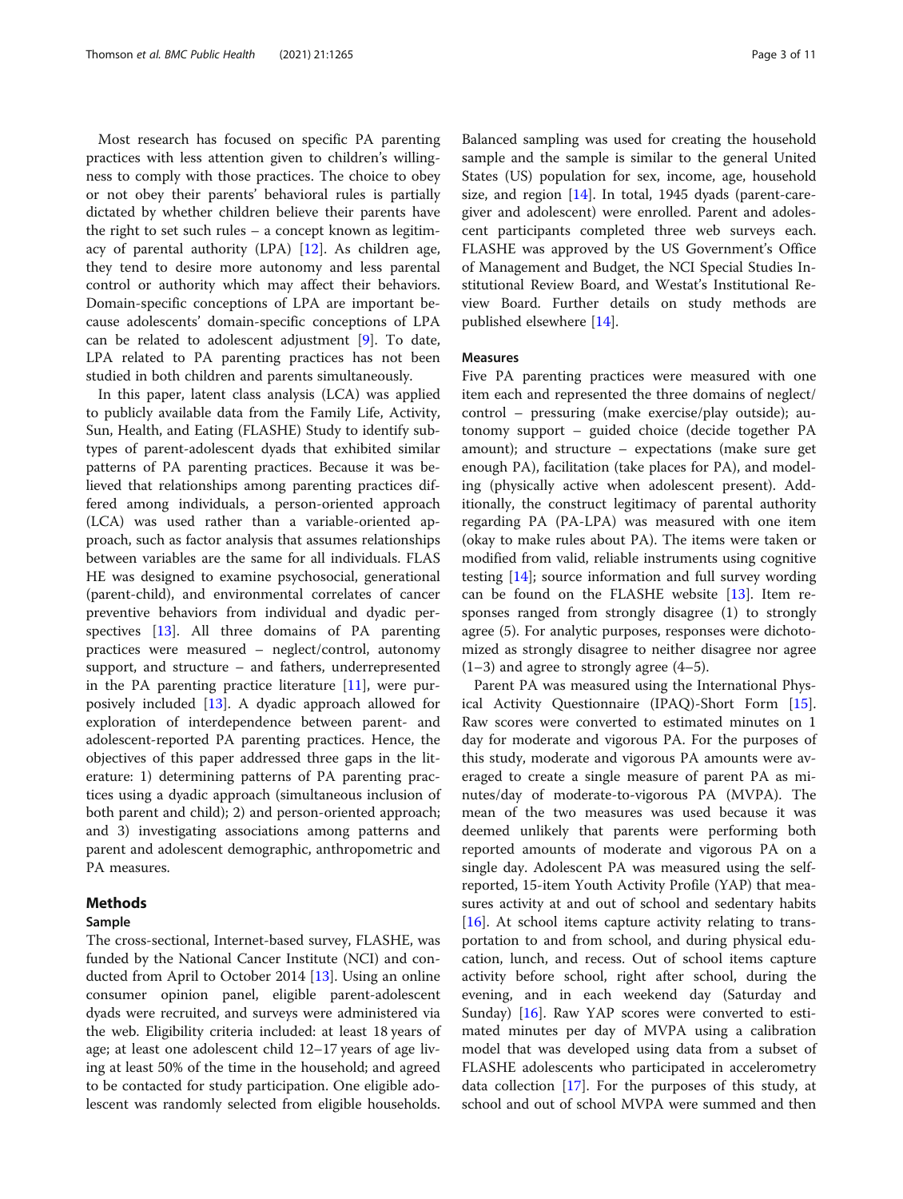Most research has focused on specific PA parenting practices with less attention given to children's willingness to comply with those practices. The choice to obey or not obey their parents' behavioral rules is partially dictated by whether children believe their parents have the right to set such rules – a concept known as legitimacy of parental authority (LPA) [12]. As children age, they tend to desire more autonomy and less parental control or authority which may affect their behaviors. Domain-specific conceptions of LPA are important because adolescents' domain-specific conceptions of LPA can be related to adolescent adjustment [9]. To date, LPA related to PA parenting practices has not been studied in both children and parents simultaneously.

In this paper, latent class analysis (LCA) was applied to publicly available data from the Family Life, Activity, Sun, Health, and Eating (FLASHE) Study to identify subtypes of parent-adolescent dyads that exhibited similar patterns of PA parenting practices. Because it was believed that relationships among parenting practices differed among individuals, a person-oriented approach (LCA) was used rather than a variable-oriented approach, such as factor analysis that assumes relationships between variables are the same for all individuals. FLASHE was designed to examine psychosocial, generational (parent-child), and environmental correlates of cancer preventive behaviors from individual and dyadic perspectives [13]. All three domains of PA parenting practices were measured – neglect/control, autonomy support, and structure – and fathers, underrepresented in the PA parenting practice literature [11], were purposively included [13]. A dyadic approach allowed for exploration of interdependence between parent- and adolescent-reported PA parenting practices. Hence, the objectives of this paper addressed three gaps in the literature: 1) determining patterns of PA parenting practices using a dyadic approach (simultaneous inclusion of both parent and child); 2) and person-oriented approach; and 3) investigating associations among patterns and parent and adolescent demographic, anthropometric and PA measures.

## Methods

### Sample

The cross-sectional, Internet-based survey, FLASHE, was funded by the National Cancer Institute (NCI) and conducted from April to October 2014 [13]. Using an online consumer opinion panel, eligible parent-adolescent dyads were recruited, and surveys were administered via the web. Eligibility criteria included: at least 18 years of age; at least one adolescent child 12–17 years of age living at least 50% of the time in the household; and agreed to be contacted for study participation. One eligible adolescent was randomly selected from eligible households. Balanced sampling was used for creating the household sample and the sample is similar to the general United States (US) population for sex, income, age, household size, and region [14]. In total, 1945 dyads (parent-caregiver and adolescent) were enrolled. Parent and adolescent participants completed three web surveys each. FLASHE was approved by the US Government's Office of Management and Budget, the NCI Special Studies Institutional Review Board, and Westat's Institutional Review Board. Further details on study methods are published elsewhere [14].

### Measures

Five PA parenting practices were measured with one item each and represented the three domains of neglect/control – pressuring (make exercise/play outside); autonomy support – guided choice (decide together PA amount); and structure – expectations (make sure get enough PA), facilitation (take places for PA), and modeling (physically active when adolescent present). Additionally, the construct legitimacy of parental authority regarding PA (PA-LPA) was measured with one item (okay to make rules about PA). The items were taken or modified from valid, reliable instruments using cognitive testing [14]; source information and full survey wording can be found on the FLASHE website [13]. Item responses ranged from strongly disagree (1) to strongly agree (5). For analytic purposes, responses were dichotomized as strongly disagree to neither disagree nor agree (1–3) and agree to strongly agree (4–5).

Parent PA was measured using the International Physical Activity Questionnaire (IPAQ)-Short Form [15]. Raw scores were converted to estimated minutes on 1 day for moderate and vigorous PA. For the purposes of this study, moderate and vigorous PA amounts were averaged to create a single measure of parent PA as minutes/day of moderate-to-vigorous PA (MVPA). The mean of the two measures was used because it was deemed unlikely that parents were performing both reported amounts of moderate and vigorous PA on a single day. Adolescent PA was measured using the self-reported, 15-item Youth Activity Profile (YAP) that measures activity at and out of school and sedentary habits [16]. At school items capture activity relating to transportation to and from school, and during physical education, lunch, and recess. Out of school items capture activity before school, right after school, during the evening, and in each weekend day (Saturday and Sunday) [16]. Raw YAP scores were converted to estimated minutes per day of MVPA using a calibration model that was developed using data from a subset of FLASHE adolescents who participated in accelerometry data collection [17]. For the purposes of this study, at school and out of school MVPA were summed and then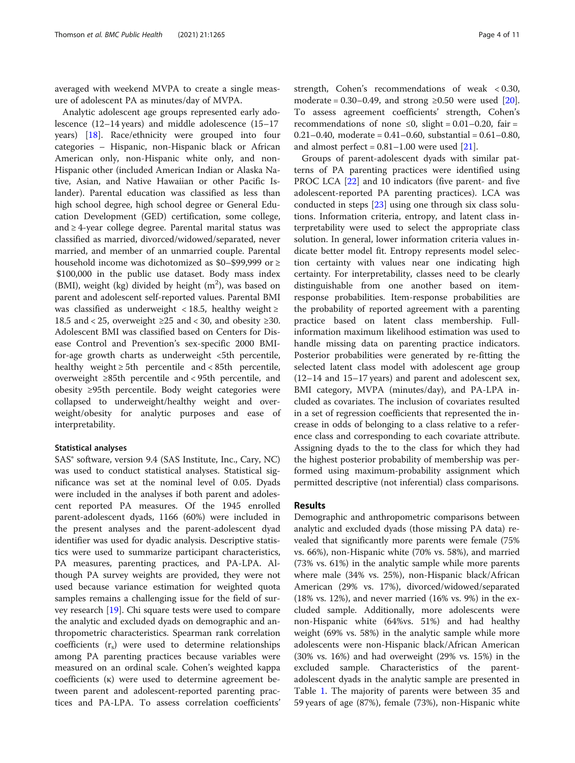averaged with weekend MVPA to create a single measure of adolescent PA as minutes/day of MVPA.

Analytic adolescent age groups represented early adolescence (12–14 years) and middle adolescence (15–17 years) [18]. Race/ethnicity were grouped into four categories – Hispanic, non-Hispanic black or African American only, non-Hispanic white only, and non-Hispanic other (included American Indian or Alaska Native, Asian, and Native Hawaiian or other Pacific Islander). Parental education was classified as less than high school degree, high school degree or General Education Development (GED) certification, some college, and ≥ 4-year college degree. Parental marital status was classified as married, divorced/widowed/separated, never married, and member of an unmarried couple. Parental household income was dichotomized as $0–$99,999 or ≥ $100,000 in the public use dataset. Body mass index (BMI), weight (kg) divided by height ($m^2$), was based on parent and adolescent self-reported values. Parental BMI was classified as underweight < 18.5, healthy weight ≥ 18.5 and < 25, overweight ≥25 and < 30, and obesity ≥30. Adolescent BMI was classified based on Centers for Disease Control and Prevention's sex-specific 2000 BMI-for-age growth charts as underweight <5th percentile, healthy weight ≥ 5th percentile and < 85th percentile, overweight ≥85th percentile and < 95th percentile, and obesity ≥95th percentile. Body weight categories were collapsed to underweight/healthy weight and overweight/obesity for analytic purposes and ease of interpretability.

### Statistical analyses

SAS® software, version 9.4 (SAS Institute, Inc., Cary, NC) was used to conduct statistical analyses. Statistical significance was set at the nominal level of 0.05. Dyads were included in the analyses if both parent and adolescent reported PA measures. Of the 1945 enrolled parent-adolescent dyads, 1166 (60%) were included in the present analyses and the parent-adolescent dyad identifier was used for dyadic analysis. Descriptive statistics were used to summarize participant characteristics, PA measures, parenting practices, and PA-LPA. Although PA survey weights are provided, they were not used because variance estimation for weighted quota samples remains a challenging issue for the field of survey research [19]. Chi square tests were used to compare the analytic and excluded dyads on demographic and anthropometric characteristics. Spearman rank correlation coefficients ($r_s$) were used to determine relationships among PA parenting practices because variables were measured on an ordinal scale. Cohen's weighted kappa coefficients (κ) were used to determine agreement between parent and adolescent-reported parenting practices and PA-LPA. To assess correlation coefficients' strength, Cohen's recommendations of weak < 0.30, moderate = 0.30–0.49, and strong ≥0.50 were used [20]. To assess agreement coefficients' strength, Cohen's recommendations of none ≤0, slight = 0.01–0.20, fair = 0.21–0.40, moderate = 0.41–0.60, substantial = 0.61–0.80, and almost perfect = 0.81–1.00 were used [21].

Groups of parent-adolescent dyads with similar patterns of PA parenting practices were identified using PROC LCA [22] and 10 indicators (five parent- and five adolescent-reported PA parenting practices). LCA was conducted in steps [23] using one through six class solutions. Information criteria, entropy, and latent class interpretability were used to select the appropriate class solution. In general, lower information criteria values indicate better model fit. Entropy represents model selection certainty with values near one indicating high certainty. For interpretability, classes need to be clearly distinguishable from one another based on item-response probabilities. Item-response probabilities are the probability of reported agreement with a parenting practice based on latent class membership. Full-information maximum likelihood estimation was used to handle missing data on parenting practice indicators. Posterior probabilities were generated by re-fitting the selected latent class model with adolescent age group (12–14 and 15–17 years) and parent and adolescent sex, BMI category, MVPA (minutes/day), and PA-LPA included as covariates. The inclusion of covariates resulted in a set of regression coefficients that represented the increase in odds of belonging to a class relative to a reference class and corresponding to each covariate attribute. Assigning dyads to the to the class for which they had the highest posterior probability of membership was performed using maximum-probability assignment which permitted descriptive (not inferential) class comparisons.

## Results

Demographic and anthropometric comparisons between analytic and excluded dyads (those missing PA data) revealed that significantly more parents were female (75% vs. 66%), non-Hispanic white (70% vs. 58%), and married (73% vs. 61%) in the analytic sample while more parents where male (34% vs. 25%), non-Hispanic black/African American (29% vs. 17%), divorced/widowed/separated (18% vs. 12%), and never married (16% vs. 9%) in the excluded sample. Additionally, more adolescents were non-Hispanic white (64%vs. 51%) and had healthy weight (69% vs. 58%) in the analytic sample while more adolescents were non-Hispanic black/African American (30% vs. 16%) and had overweight (29% vs. 15%) in the excluded sample. Characteristics of the parent-adolescent dyads in the analytic sample are presented in Table 1. The majority of parents were between 35 and 59 years of age (87%), female (73%), non-Hispanic white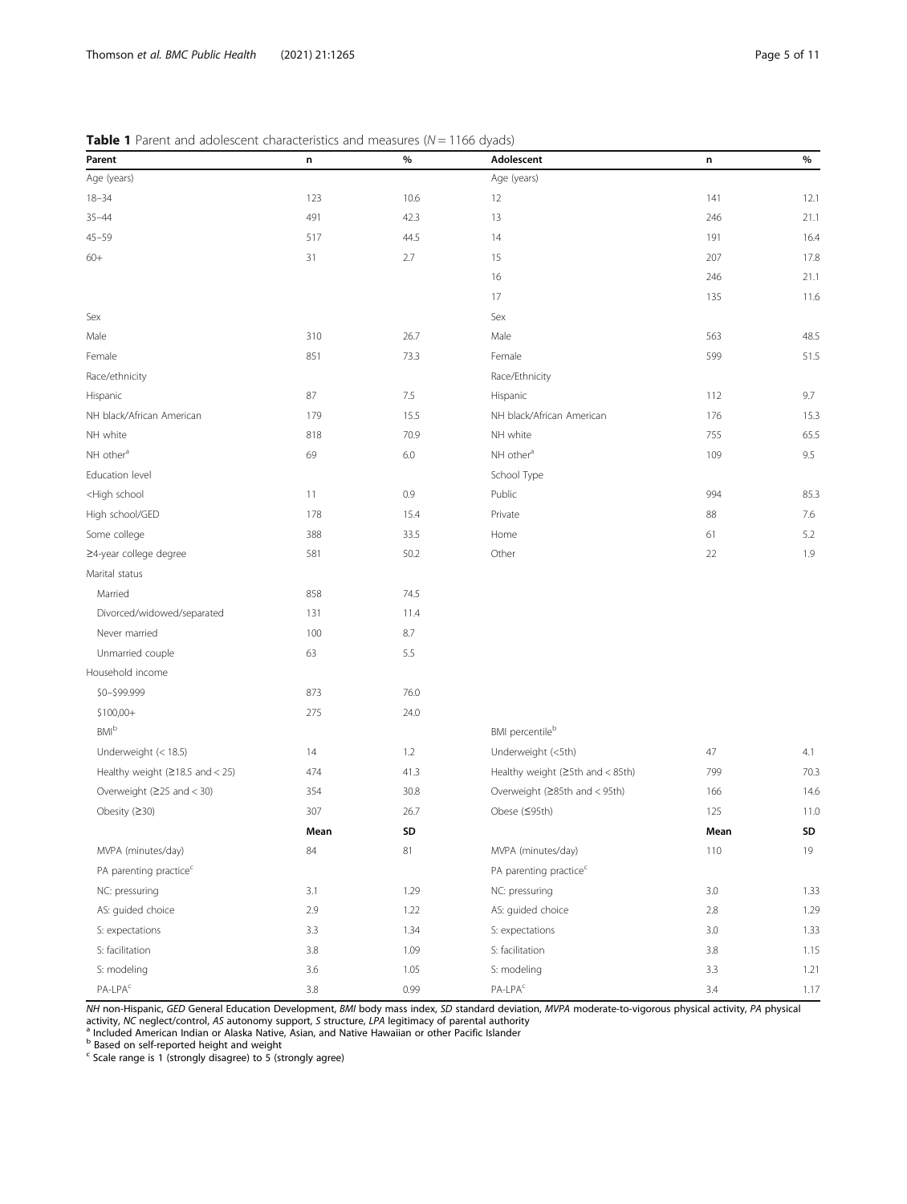**Table 1** Parent and adolescent characteristics and measures (*N* = 1166 dyads)

| Parent | n | % | Adolescent | n | % |
|---|---|---|---|---|---|
| Age (years) | | | Age (years) | | |
| 18–34 | 123 | 10.6 | 12 | 141 | 12.1 |
| 35–44 | 491 | 42.3 | 13 | 246 | 21.1 |
| 45–59 | 517 | 44.5 | 14 | 191 | 16.4 |
| 60+ | 31 | 2.7 | 15 | 207 | 17.8 |
| | | | 16 | 246 | 21.1 |
| | | | 17 | 135 | 11.6 |
| Sex | | | Sex | | |
| Male | 310 | 26.7 | Male | 563 | 48.5 |
| Female | 851 | 73.3 | Female | 599 | 51.5 |
| Race/ethnicity | | | Race/Ethnicity | | |
| Hispanic | 87 | 7.5 | Hispanic | 112 | 9.7 |
| NH black/African American | 179 | 15.5 | NH black/African American | 176 | 15.3 |
| NH white | 818 | 70.9 | NH white | 755 | 65.5 |
| NH other[a] | 69 | 6.0 | NH other[a] | 109 | 9.5 |
| Education level | | | School Type | | |
| <High school | 11 | 0.9 | Public | 994 | 85.3 |
| High school/GED | 178 | 15.4 | Private | 88 | 7.6 |
| Some college | 388 | 33.5 | Home | 61 | 5.2 |
| ≥4-year college degree | 581 | 50.2 | Other | 22 | 1.9 |
| Marital status | | | | | |
| Married | 858 | 74.5 | | | |
| Divorced/widowed/separated | 131 | 11.4 | | | |
| Never married | 100 | 8.7 | | | |
| Unmarried couple | 63 | 5.5 | | | |
| Household income | | | | | |
| $0–$99.999 | 873 | 76.0 | | | |
| $100,00+ | 275 | 24.0 | | | |
| BMI[b] | | | BMI percentile[b] | | |
| Underweight (< 18.5) | 14 | 1.2 | Underweight (<5th) | 47 | 4.1 |
| Healthy weight (≥18.5 and < 25) | 474 | 41.3 | Healthy weight (≥5th and < 85th) | 799 | 70.3 |
| Overweight (≥25 and < 30) | 354 | 30.8 | Overweight (≥85th and < 95th) | 166 | 14.6 |
| Obesity (≥30) | 307 | 26.7 | Obese (≤95th) | 125 | 11.0 |
| | **Mean** | **SD** | | **Mean** | **SD** |
| MVPA (minutes/day) | 84 | 81 | MVPA (minutes/day) | 110 | 19 |
| PA parenting practice[c] | | | PA parenting practice[c] | | |
| NC: pressuring | 3.1 | 1.29 | NC: pressuring | 3.0 | 1.33 |
| AS: guided choice | 2.9 | 1.22 | AS: guided choice | 2.8 | 1.29 |
| S: expectations | 3.3 | 1.34 | S: expectations | 3.0 | 1.33 |
| S: facilitation | 3.8 | 1.09 | S: facilitation | 3.8 | 1.15 |
| S: modeling | 3.6 | 1.05 | S: modeling | 3.3 | 1.21 |
| PA-LPA[c] | 3.8 | 0.99 | PA-LPA[c] | 3.4 | 1.17 |

*NH* non-Hispanic, *GED* General Education Development, *BMI* body mass index, *SD* standard deviation, *MVPA* moderate-to-vigorous physical activity, *PA* physical activity, *NC* neglect/control, *AS* autonomy support, *S* structure, *LPA* legitimacy of parental authority

[a] Included American Indian or Alaska Native, Asian, and Native Hawaiian or other Pacific Islander

[b] Based on self-reported height and weight

[c] Scale range is 1 (strongly disagree) to 5 (strongly agree)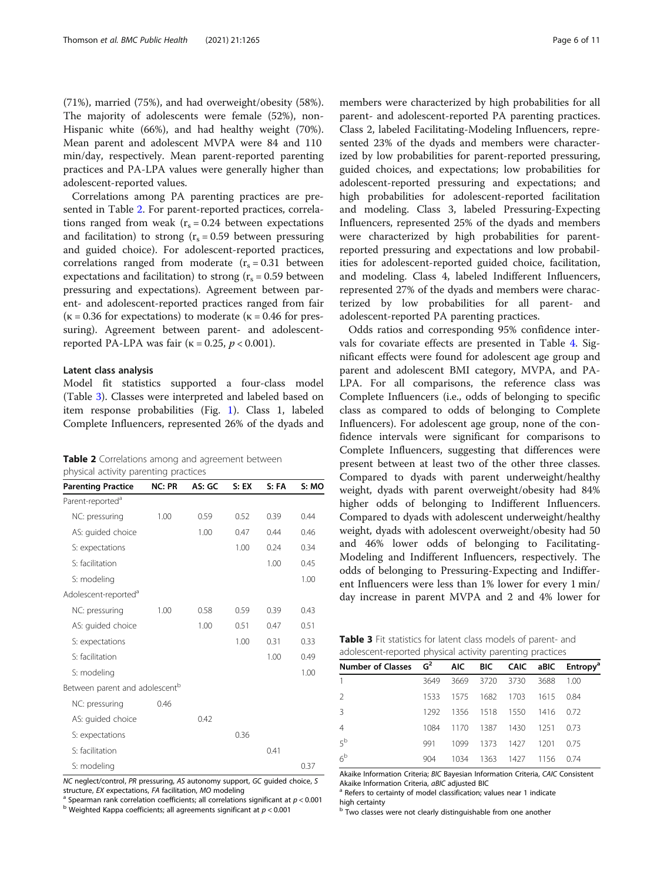(71%), married (75%), and had overweight/obesity (58%). The majority of adolescents were female (52%), non-Hispanic white (66%), and had healthy weight (70%). Mean parent and adolescent MVPA were 84 and 110 min/day, respectively. Mean parent-reported parenting practices and PA-LPA values were generally higher than adolescent-reported values.

Correlations among PA parenting practices are presented in Table 2. For parent-reported practices, correlations ranged from weak ($r_s = 0.24$ between expectations and facilitation) to strong ($r_s = 0.59$ between pressuring and guided choice). For adolescent-reported practices, correlations ranged from moderate ($r_s = 0.31$ between expectations and facilitation) to strong ($r_s = 0.59$ between pressuring and expectations). Agreement between parent- and adolescent-reported practices ranged from fair ($\kappa = 0.36$ for expectations) to moderate ($\kappa = 0.46$ for pressuring). Agreement between parent- and adolescent-reported PA-LPA was fair ($\kappa = 0.25$, $p < 0.001$).

#### Latent class analysis

Model fit statistics supported a four-class model (Table 3). Classes were interpreted and labeled based on item response probabilities (Fig. 1). Class 1, labeled Complete Influencers, represented 26% of the dyads and members were characterized by high probabilities for all parent- and adolescent-reported PA parenting practices. Class 2, labeled Facilitating-Modeling Influencers, represented 23% of the dyads and members were characterized by low probabilities for parent-reported pressuring, guided choices, and expectations; low probabilities for adolescent-reported pressuring and expectations; and high probabilities for adolescent-reported facilitation and modeling. Class 3, labeled Pressuring-Expecting Influencers, represented 25% of the dyads and members were characterized by high probabilities for parent-reported pressuring and expectations and low probabilities for adolescent-reported guided choice, facilitation, and modeling. Class 4, labeled Indifferent Influencers, represented 27% of the dyads and members were characterized by low probabilities for all parent- and adolescent-reported PA parenting practices.

**Table 2** Correlations among and agreement between physical activity parenting practices

| Parenting Practice | NC: PR | AS: GC | S: EX | S: FA | S: MO |
|---|---|---|---|---|---|
| Parent-reported[a] | | | | | |
| NC: pressuring | 1.00 | 0.59 | 0.52 | 0.39 | 0.44 |
| AS: guided choice | | 1.00 | 0.47 | 0.44 | 0.46 |
| S: expectations | | | 1.00 | 0.24 | 0.34 |
| S: facilitation | | | | 1.00 | 0.45 |
| S: modeling | | | | | 1.00 |
| Adolescent-reported[a] | | | | | |
| NC: pressuring | 1.00 | 0.58 | 0.59 | 0.39 | 0.43 |
| AS: guided choice | | 1.00 | 0.51 | 0.47 | 0.51 |
| S: expectations | | | 1.00 | 0.31 | 0.33 |
| S: facilitation | | | | 1.00 | 0.49 |
| S: modeling | | | | | 1.00 |
| Between parent and adolescent[b] | | | | | |
| NC: pressuring | 0.46 | | | | |
| AS: guided choice | | 0.42 | | | |
| S: expectations | | | 0.36 | | |
| S: facilitation | | | | 0.41 | |
| S: modeling | | | | | 0.37 |

*NC* neglect/control, *PR* pressuring, *AS* autonomy support, *GC* guided choice, *S* structure, *EX* expectations, *FA* facilitation, *MO* modeling
[a] Spearman rank correlation coefficients; all correlations significant at $p < 0.001$
[b] Weighted Kappa coefficients; all agreements significant at $p < 0.001$

Odds ratios and corresponding 95% confidence intervals for covariate effects are presented in Table 4. Significant effects were found for adolescent age group and parent and adolescent BMI category, MVPA, and PA-LPA. For all comparisons, the reference class was Complete Influencers (i.e., odds of belonging to specific class as compared to odds of belonging to Complete Influencers). For adolescent age group, none of the confidence intervals were significant for comparisons to Complete Influencers, suggesting that differences were present between at least two of the other three classes. Compared to dyads with parent underweight/healthy weight, dyads with parent overweight/obesity had 84% higher odds of belonging to Indifferent Influencers. Compared to dyads with adolescent underweight/healthy weight, dyads with adolescent overweight/obesity had 50 and 46% lower odds of belonging to Facilitating-Modeling and Indifferent Influencers, respectively. The odds of belonging to Pressuring-Expecting and Indifferent Influencers were less than 1% lower for every 1 min/day increase in parent MVPA and 2 and 4% lower for

**Table 3** Fit statistics for latent class models of parent- and adolescent-reported physical activity parenting practices

| Number of Classes | $G^2$ | AIC | BIC | CAIC | aBIC | Entropy[a] |
|---|---|---|---|---|---|---|
| 1 | 3649 | 3669 | 3720 | 3730 | 3688 | 1.00 |
| 2 | 1533 | 1575 | 1682 | 1703 | 1615 | 0.84 |
| 3 | 1292 | 1356 | 1518 | 1550 | 1416 | 0.72 |
| 4 | 1084 | 1170 | 1387 | 1430 | 1251 | 0.73 |
| 5[b] | 991 | 1099 | 1373 | 1427 | 1201 | 0.75 |
| 6[b] | 904 | 1034 | 1363 | 1427 | 1156 | 0.74 |

Akaike Information Criteria; *BIC* Bayesian Information Criteria, *CAIC* Consistent Akaike Information Criteria, *aBIC* adjusted BIC
[a] Refers to certainty of model classification; values near 1 indicate high certainty
[b] Two classes were not clearly distinguishable from one another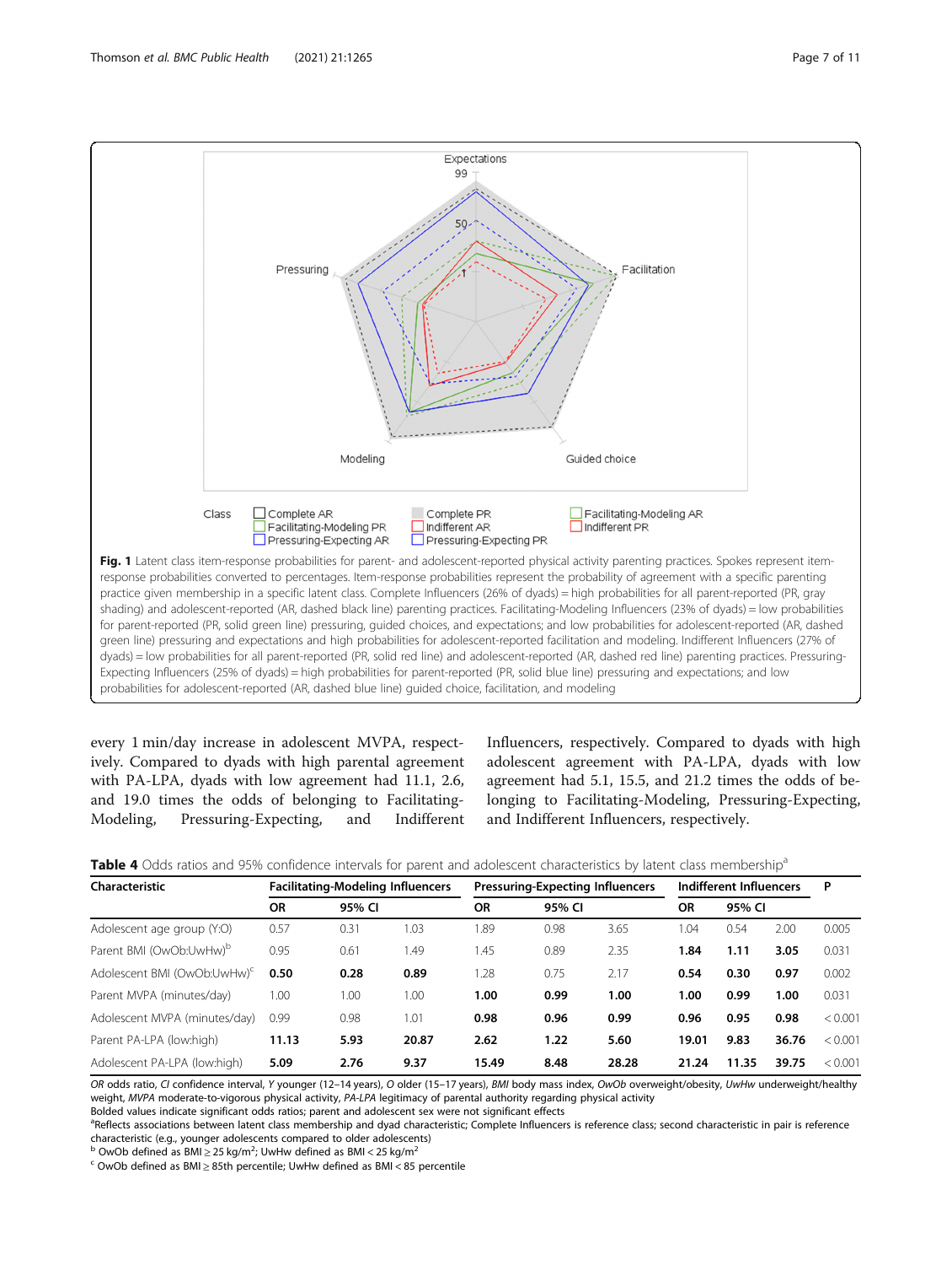**Fig. 1** Latent class item-response probabilities for parent- and adolescent-reported physical activity parenting practices. Spokes represent item-response probabilities converted to percentages. Item-response probabilities represent the probability of agreement with a specific parenting practice given membership in a specific latent class. Complete Influencers (26% of dyads) = high probabilities for all parent-reported (PR, gray shading) and adolescent-reported (AR, dashed black line) parenting practices. Facilitating-Modeling Influencers (23% of dyads) = low probabilities for parent-reported (PR, solid green line) pressuring, guided choices, and expectations; and low probabilities for adolescent-reported (AR, dashed green line) pressuring and expectations and high probabilities for adolescent-reported facilitation and modeling. Indifferent Influencers (27% of dyads) = low probabilities for all parent-reported (PR, solid red line) and adolescent-reported (AR, dashed red line) parenting practices. Pressuring-Expecting Influencers (25% of dyads) = high probabilities for parent-reported (PR, solid blue line) pressuring and expectations; and low probabilities for adolescent-reported (AR, dashed blue line) guided choice, facilitation, and modeling

every 1 min/day increase in adolescent MVPA, respectively. Compared to dyads with high parental agreement with PA-LPA, dyads with low agreement had 11.1, 2.6, and 19.0 times the odds of belonging to Facilitating-Modeling, Pressuring-Expecting, and Indifferent Influencers, respectively. Compared to dyads with high adolescent agreement with PA-LPA, dyads with low agreement had 5.1, 15.5, and 21.2 times the odds of belonging to Facilitating-Modeling, Pressuring-Expecting, and Indifferent Influencers, respectively.

**Table 4** Odds ratios and 95% confidence intervals for parent and adolescent characteristics by latent class membership[a]

| Characteristic | Facilitating-Modeling Influencers | | | Pressuring-Expecting Influencers | | | Indifferent Influencers | | | P |
|---|---|---|---|---|---|---|---|---|---|---|
| | OR | 95% CI | | OR | 95% CI | | OR | 95% CI | | |
| Adolescent age group (Y:O) | 0.57 | 0.31 | 1.03 | 1.89 | 0.98 | 3.65 | 1.04 | 0.54 | 2.00 | 0.005 |
| Parent BMI (OwOb:UwHw)[b] | 0.95 | 0.61 | 1.49 | 1.45 | 0.89 | 2.35 | **1.84** | **1.11** | **3.05** | 0.031 |
| Adolescent BMI (OwOb:UwHw)[c] | **0.50** | **0.28** | **0.89** | 1.28 | 0.75 | 2.17 | **0.54** | **0.30** | **0.97** | 0.002 |
| Parent MVPA (minutes/day) | 1.00 | 1.00 | 1.00 | **1.00** | **0.99** | **1.00** | **1.00** | **0.99** | **1.00** | 0.031 |
| Adolescent MVPA (minutes/day) | 0.99 | 0.98 | 1.01 | **0.98** | **0.96** | **0.99** | **0.96** | **0.95** | **0.98** | < 0.001 |
| Parent PA-LPA (low:high) | **11.13** | **5.93** | **20.87** | **2.62** | **1.22** | **5.60** | **19.01** | **9.83** | **36.76** | < 0.001 |
| Adolescent PA-LPA (low:high) | **5.09** | **2.76** | **9.37** | **15.49** | **8.48** | **28.28** | **21.24** | **11.35** | **39.75** | < 0.001 |

*OR* odds ratio, *CI* confidence interval, *Y* younger (12–14 years), *O* older (15–17 years), *BMI* body mass index, *OwOb* overweight/obesity, *UwHw* underweight/healthy weight, *MVPA* moderate-to-vigorous physical activity, *PA-LPA* legitimacy of parental authority regarding physical activity

Bolded values indicate significant odds ratios; parent and adolescent sex were not significant effects

[a]Reflects associations between latent class membership and dyad characteristic; Complete Influencers is reference class; second characteristic in pair is reference characteristic (e.g., younger adolescents compared to older adolescents)

[b] OwOb defined as BMI ≥ 25 kg/m$^2$; UwHw defined as BMI < 25 kg/m$^2$

[c] OwOb defined as BMI ≥ 85th percentile; UwHw defined as BMI < 85 percentile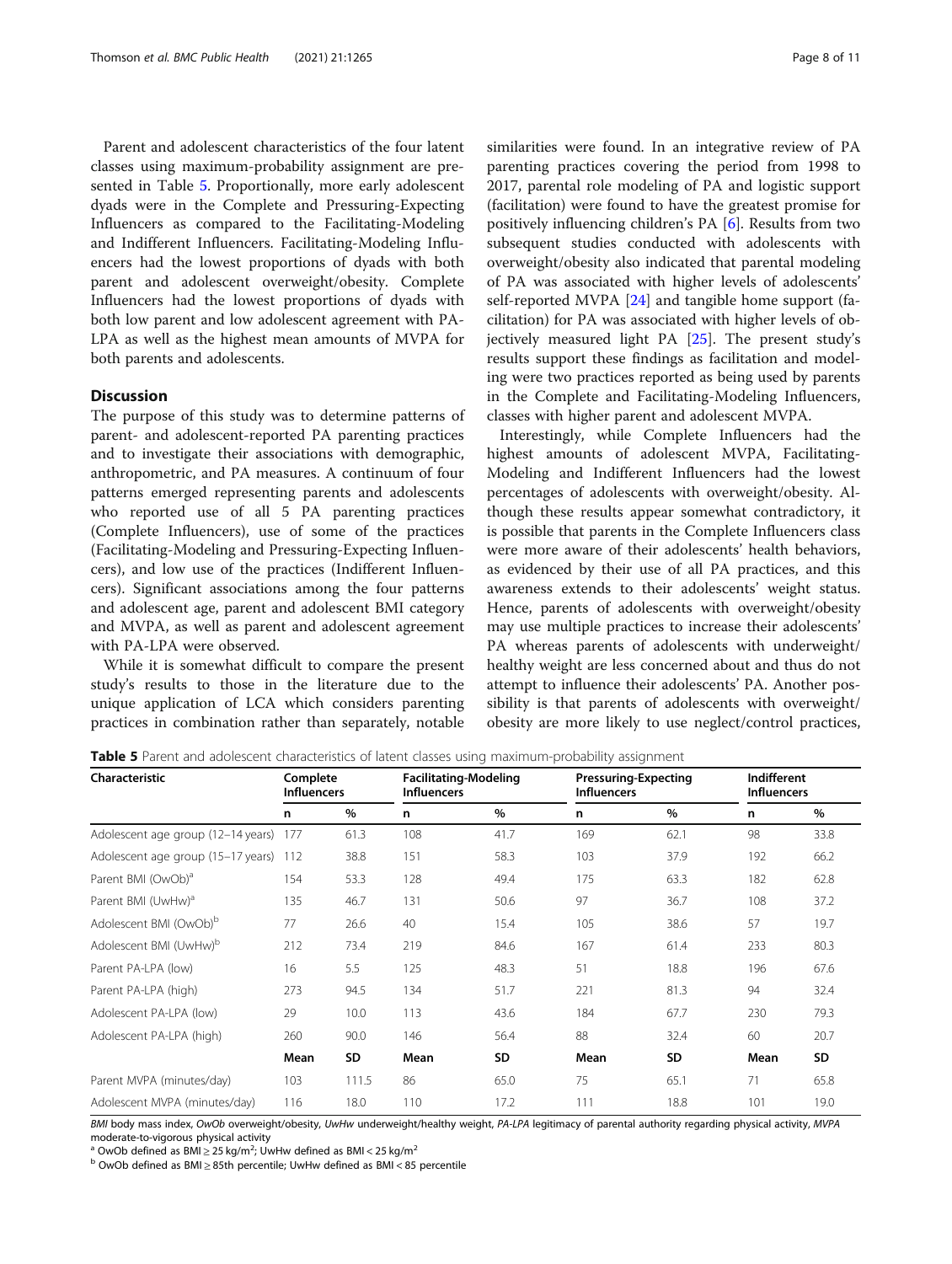Parent and adolescent characteristics of the four latent classes using maximum-probability assignment are presented in Table 5. Proportionally, more early adolescent dyads were in the Complete and Pressuring-Expecting Influencers as compared to the Facilitating-Modeling and Indifferent Influencers. Facilitating-Modeling Influencers had the lowest proportions of dyads with both parent and adolescent overweight/obesity. Complete Influencers had the lowest proportions of dyads with both low parent and low adolescent agreement with PA-LPA as well as the highest mean amounts of MVPA for both parents and adolescents.

## Discussion

The purpose of this study was to determine patterns of parent- and adolescent-reported PA parenting practices and to investigate their associations with demographic, anthropometric, and PA measures. A continuum of four patterns emerged representing parents and adolescents who reported use of all 5 PA parenting practices (Complete Influencers), use of some of the practices (Facilitating-Modeling and Pressuring-Expecting Influencers), and low use of the practices (Indifferent Influencers). Significant associations among the four patterns and adolescent age, parent and adolescent BMI category and MVPA, as well as parent and adolescent agreement with PA-LPA were observed.

While it is somewhat difficult to compare the present study's results to those in the literature due to the unique application of LCA which considers parenting practices in combination rather than separately, notable similarities were found. In an integrative review of PA parenting practices covering the period from 1998 to 2017, parental role modeling of PA and logistic support (facilitation) were found to have the greatest promise for positively influencing children's PA [6]. Results from two subsequent studies conducted with adolescents with overweight/obesity also indicated that parental modeling of PA was associated with higher levels of adolescents' self-reported MVPA [24] and tangible home support (facilitation) for PA was associated with higher levels of objectively measured light PA [25]. The present study's results support these findings as facilitation and modeling were two practices reported as being used by parents in the Complete and Facilitating-Modeling Influencers, classes with higher parent and adolescent MVPA.

Interestingly, while Complete Influencers had the highest amounts of adolescent MVPA, Facilitating-Modeling and Indifferent Influencers had the lowest percentages of adolescents with overweight/obesity. Although these results appear somewhat contradictory, it is possible that parents in the Complete Influencers class were more aware of their adolescents' health behaviors, as evidenced by their use of all PA practices, and this awareness extends to their adolescents' weight status. Hence, parents of adolescents with overweight/obesity may use multiple practices to increase their adolescents' PA whereas parents of adolescents with underweight/healthy weight are less concerned about and thus do not attempt to influence their adolescents' PA. Another possibility is that parents of adolescents with overweight/obesity are more likely to use neglect/control practices,

**Table 5** Parent and adolescent characteristics of latent classes using maximum-probability assignment

| Characteristic | Complete Influencers | | Facilitating-Modeling Influencers | | Pressuring-Expecting Influencers | | Indifferent Influencers | |
|---|---|---|---|---|---|---|---|---|
| | n | % | n | % | n | % | n | % |
| Adolescent age group (12–14 years) | 177 | 61.3 | 108 | 41.7 | 169 | 62.1 | 98 | 33.8 |
| Adolescent age group (15–17 years) | 112 | 38.8 | 151 | 58.3 | 103 | 37.9 | 192 | 66.2 |
| Parent BMI (OwOb)[a] | 154 | 53.3 | 128 | 49.4 | 175 | 63.3 | 182 | 62.8 |
| Parent BMI (UwHw)[a] | 135 | 46.7 | 131 | 50.6 | 97 | 36.7 | 108 | 37.2 |
| Adolescent BMI (OwOb)[b] | 77 | 26.6 | 40 | 15.4 | 105 | 38.6 | 57 | 19.7 |
| Adolescent BMI (UwHw)[b] | 212 | 73.4 | 219 | 84.6 | 167 | 61.4 | 233 | 80.3 |
| Parent PA-LPA (low) | 16 | 5.5 | 125 | 48.3 | 51 | 18.8 | 196 | 67.6 |
| Parent PA-LPA (high) | 273 | 94.5 | 134 | 51.7 | 221 | 81.3 | 94 | 32.4 |
| Adolescent PA-LPA (low) | 29 | 10.0 | 113 | 43.6 | 184 | 67.7 | 230 | 79.3 |
| Adolescent PA-LPA (high) | 260 | 90.0 | 146 | 56.4 | 88 | 32.4 | 60 | 20.7 |
| | **Mean** | **SD** | **Mean** | **SD** | **Mean** | **SD** | **Mean** | **SD** |
| Parent MVPA (minutes/day) | 103 | 111.5 | 86 | 65.0 | 75 | 65.1 | 71 | 65.8 |
| Adolescent MVPA (minutes/day) | 116 | 18.0 | 110 | 17.2 | 111 | 18.8 | 101 | 19.0 |

*BMI* body mass index, *OwOb* overweight/obesity, *UwHw* underweight/healthy weight, *PA-LPA* legitimacy of parental authority regarding physical activity, *MVPA* moderate-to-vigorous physical activity

[a] OwOb defined as BMI ≥ 25 kg/m$^2$; UwHw defined as BMI < 25 kg/m$^2$

[b] OwOb defined as BMI ≥ 85th percentile; UwHw defined as BMI < 85 percentile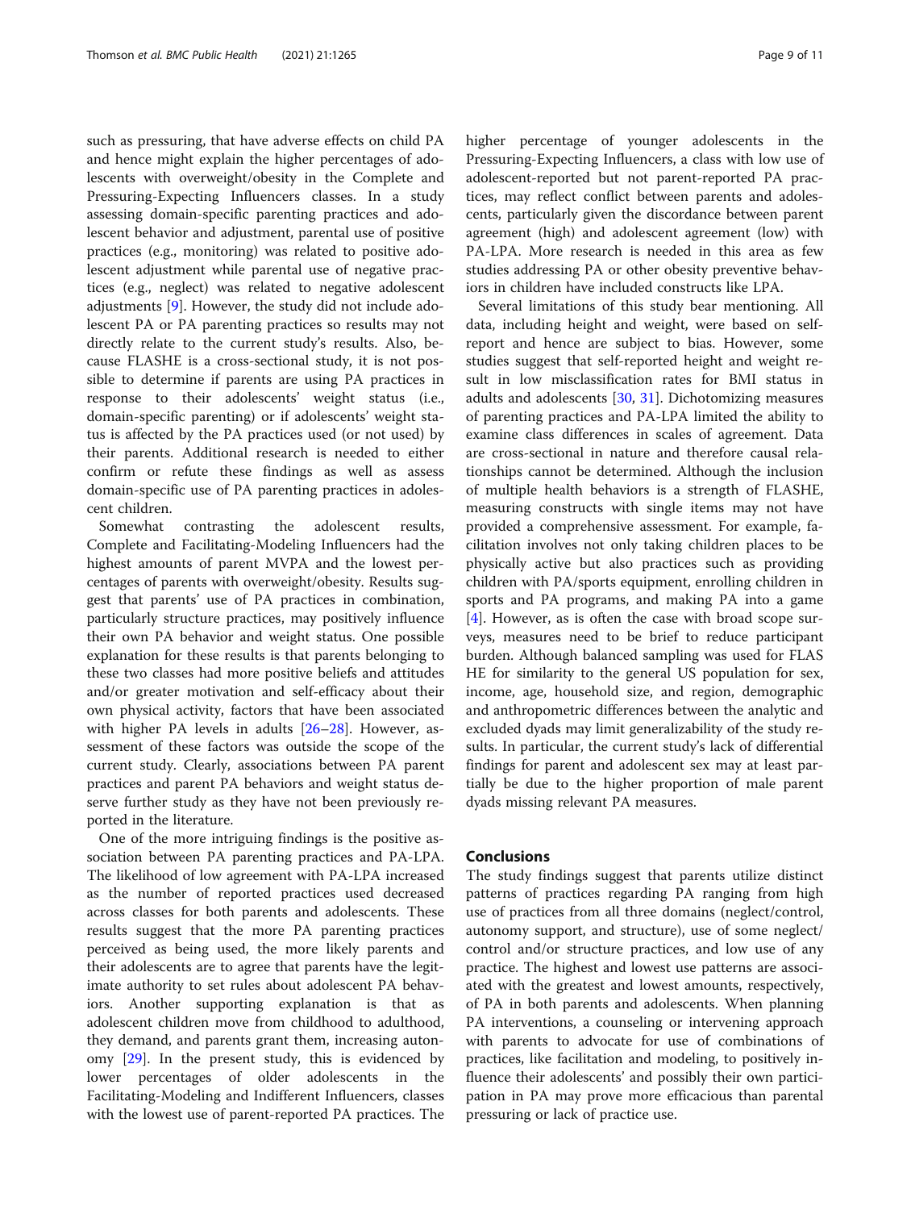such as pressuring, that have adverse effects on child PA and hence might explain the higher percentages of adolescents with overweight/obesity in the Complete and Pressuring-Expecting Influencers classes. In a study assessing domain-specific parenting practices and adolescent behavior and adjustment, parental use of positive practices (e.g., monitoring) was related to positive adolescent adjustment while parental use of negative practices (e.g., neglect) was related to negative adolescent adjustments [9]. However, the study did not include adolescent PA or PA parenting practices so results may not directly relate to the current study's results. Also, because FLASHE is a cross-sectional study, it is not possible to determine if parents are using PA practices in response to their adolescents' weight status (i.e., domain-specific parenting) or if adolescents' weight status is affected by the PA practices used (or not used) by their parents. Additional research is needed to either confirm or refute these findings as well as assess domain-specific use of PA parenting practices in adolescent children.

Somewhat contrasting the adolescent results, Complete and Facilitating-Modeling Influencers had the highest amounts of parent MVPA and the lowest percentages of parents with overweight/obesity. Results suggest that parents' use of PA practices in combination, particularly structure practices, may positively influence their own PA behavior and weight status. One possible explanation for these results is that parents belonging to these two classes had more positive beliefs and attitudes and/or greater motivation and self-efficacy about their own physical activity, factors that have been associated with higher PA levels in adults [26–28]. However, assessment of these factors was outside the scope of the current study. Clearly, associations between PA parent practices and parent PA behaviors and weight status deserve further study as they have not been previously reported in the literature.

One of the more intriguing findings is the positive association between PA parenting practices and PA-LPA. The likelihood of low agreement with PA-LPA increased as the number of reported practices used decreased across classes for both parents and adolescents. These results suggest that the more PA parenting practices perceived as being used, the more likely parents and their adolescents are to agree that parents have the legitimate authority to set rules about adolescent PA behaviors. Another supporting explanation is that as adolescent children move from childhood to adulthood, they demand, and parents grant them, increasing autonomy [29]. In the present study, this is evidenced by lower percentages of older adolescents in the Facilitating-Modeling and Indifferent Influencers, classes with the lowest use of parent-reported PA practices. The higher percentage of younger adolescents in the Pressuring-Expecting Influencers, a class with low use of adolescent-reported but not parent-reported PA practices, may reflect conflict between parents and adolescents, particularly given the discordance between parent agreement (high) and adolescent agreement (low) with PA-LPA. More research is needed in this area as few studies addressing PA or other obesity preventive behaviors in children have included constructs like LPA.

Several limitations of this study bear mentioning. All data, including height and weight, were based on self-report and hence are subject to bias. However, some studies suggest that self-reported height and weight result in low misclassification rates for BMI status in adults and adolescents [30, 31]. Dichotomizing measures of parenting practices and PA-LPA limited the ability to examine class differences in scales of agreement. Data are cross-sectional in nature and therefore causal relationships cannot be determined. Although the inclusion of multiple health behaviors is a strength of FLASHE, measuring constructs with single items may not have provided a comprehensive assessment. For example, facilitation involves not only taking children places to be physically active but also practices such as providing children with PA/sports equipment, enrolling children in sports and PA programs, and making PA into a game [4]. However, as is often the case with broad scope surveys, measures need to be brief to reduce participant burden. Although balanced sampling was used for FLASHE for similarity to the general US population for sex, income, age, household size, and region, demographic and anthropometric differences between the analytic and excluded dyads may limit generalizability of the study results. In particular, the current study's lack of differential findings for parent and adolescent sex may at least partially be due to the higher proportion of male parent dyads missing relevant PA measures.

## Conclusions

The study findings suggest that parents utilize distinct patterns of practices regarding PA ranging from high use of practices from all three domains (neglect/control, autonomy support, and structure), use of some neglect/control and/or structure practices, and low use of any practice. The highest and lowest use patterns are associated with the greatest and lowest amounts, respectively, of PA in both parents and adolescents. When planning PA interventions, a counseling or intervening approach with parents to advocate for use of combinations of practices, like facilitation and modeling, to positively influence their adolescents' and possibly their own participation in PA may prove more efficacious than parental pressuring or lack of practice use.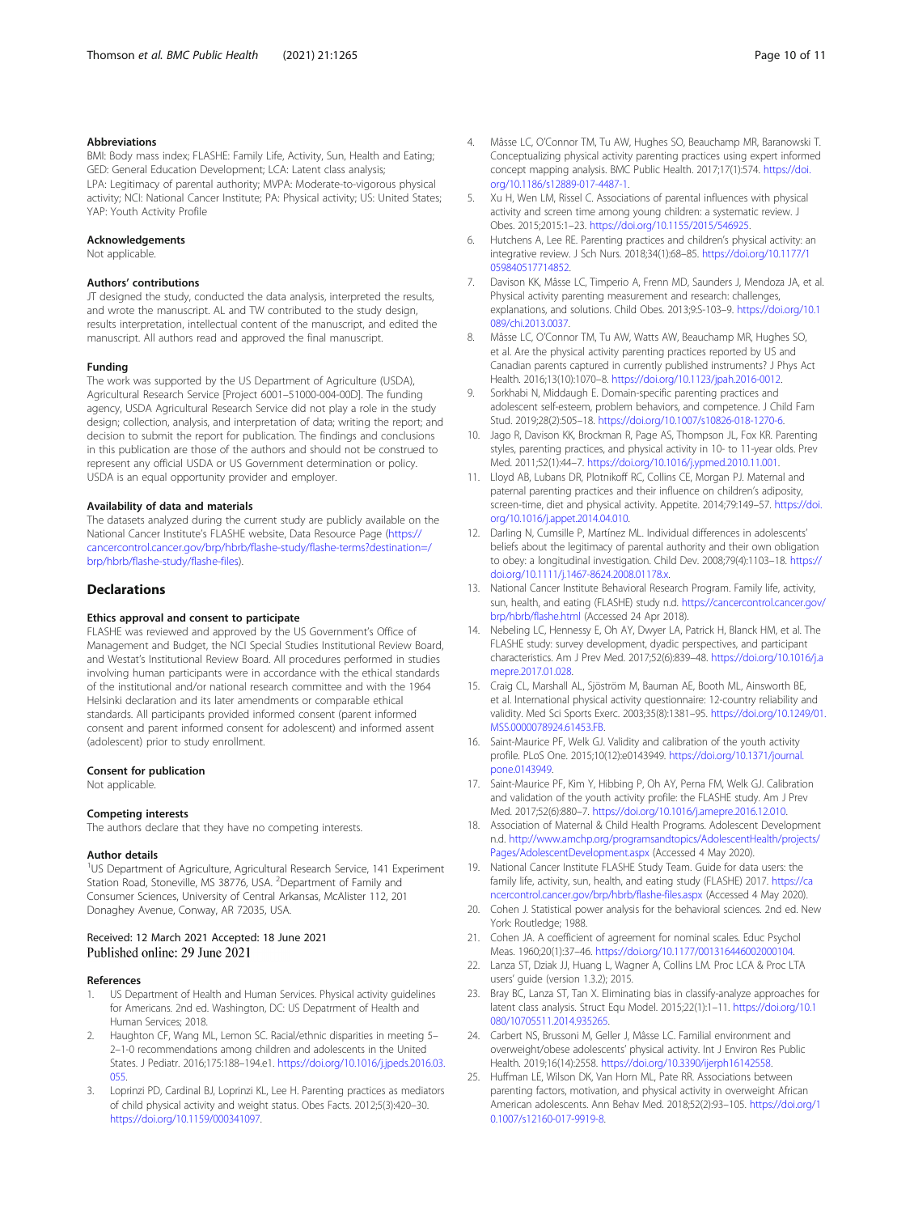### Abbreviations

BMI: Body mass index; FLASHE: Family Life, Activity, Sun, Health and Eating; GED: General Education Development; LCA: Latent class analysis; LPA: Legitimacy of parental authority; MVPA: Moderate-to-vigorous physical activity; NCI: National Cancer Institute; PA: Physical activity; US: United States; YAP: Youth Activity Profile

### Acknowledgements

Not applicable.

### Authors' contributions

JT designed the study, conducted the data analysis, interpreted the results, and wrote the manuscript. AL and TW contributed to the study design, results interpretation, intellectual content of the manuscript, and edited the manuscript. All authors read and approved the final manuscript.

### Funding

The work was supported by the US Department of Agriculture (USDA), Agricultural Research Service [Project 6001–51000-004-00D]. The funding agency, USDA Agricultural Research Service did not play a role in the study design; collection, analysis, and interpretation of data; writing the report; and decision to submit the report for publication. The findings and conclusions in this publication are those of the authors and should not be construed to represent any official USDA or US Government determination or policy. USDA is an equal opportunity provider and employer.

### Availability of data and materials

The datasets analyzed during the current study are publicly available on the National Cancer Institute's FLASHE website, Data Resource Page (https://cancercontrol.cancer.gov/brp/hbrb/flashe-study/flashe-terms?destination=/brp/hbrb/flashe-study/flashe-files).

## Declarations

### Ethics approval and consent to participate

FLASHE was reviewed and approved by the US Government's Office of Management and Budget, the NCI Special Studies Institutional Review Board, and Westat's Institutional Review Board. All procedures performed in studies involving human participants were in accordance with the ethical standards of the institutional and/or national research committee and with the 1964 Helsinki declaration and its later amendments or comparable ethical standards. All participants provided informed consent (parent informed consent and parent informed consent for adolescent) and informed assent (adolescent) prior to study enrollment.

### Consent for publication

Not applicable.

### Competing interests

The authors declare that they have no competing interests.

### Author details

[1]US Department of Agriculture, Agricultural Research Service, 141 Experiment Station Road, Stoneville, MS 38776, USA. [2]Department of Family and Consumer Sciences, University of Central Arkansas, McAlister 112, 201 Donaghey Avenue, Conway, AR 72035, USA.

Received: 12 March 2021 Accepted: 18 June 2021
Published online: 29 June 2021

### References

1. US Department of Health and Human Services. Physical activity guidelines for Americans. 2nd ed. Washington, DC: US Depatrment of Health and Human Services; 2018.
2. Haughton CF, Wang ML, Lemon SC. Racial/ethnic disparities in meeting 5–2–1-0 recommendations among children and adolescents in the United States. J Pediatr. 2016;175:188–194.e1. https://doi.org/10.1016/j.jpeds.2016.03.055.
3. Loprinzi PD, Cardinal BJ, Loprinzi KL, Lee H. Parenting practices as mediators of child physical activity and weight status. Obes Facts. 2012;5(3):420–30. https://doi.org/10.1159/000341097.
4. Mâsse LC, O'Connor TM, Tu AW, Hughes SO, Beauchamp MR, Baranowski T. Conceptualizing physical activity parenting practices using expert informed concept mapping analysis. BMC Public Health. 2017;17(1):574. https://doi.org/10.1186/s12889-017-4487-1.
5. Xu H, Wen LM, Rissel C. Associations of parental influences with physical activity and screen time among young children: a systematic review. J Obes. 2015;2015:1–23. https://doi.org/10.1155/2015/546925.
6. Hutchens A, Lee RE. Parenting practices and children's physical activity: an integrative review. J Sch Nurs. 2018;34(1):68–85. https://doi.org/10.1177/1059840517714852.
7. Davison KK, Mâsse LC, Timperio A, Frenn MD, Saunders J, Mendoza JA, et al. Physical activity parenting measurement and research: challenges, explanations, and solutions. Child Obes. 2013;9:S-103–9. https://doi.org/10.1089/chi.2013.0037.
8. Mâsse LC, O'Connor TM, Tu AW, Watts AW, Beauchamp MR, Hughes SO, et al. Are the physical activity parenting practices reported by US and Canadian parents captured in currently published instruments? J Phys Act Health. 2016;13(10):1070–8. https://doi.org/10.1123/jpah.2016-0012.
9. Sorkhabi N, Middaugh E. Domain-specific parenting practices and adolescent self-esteem, problem behaviors, and competence. J Child Fam Stud. 2019;28(2):505–18. https://doi.org/10.1007/s10826-018-1270-6.
10. Jago R, Davison KK, Brockman R, Page AS, Thompson JL, Fox KR. Parenting styles, parenting practices, and physical activity in 10- to 11-year olds. Prev Med. 2011;52(1):44–7. https://doi.org/10.1016/j.ypmed.2010.11.001.
11. Lloyd AB, Lubans DR, Plotnikoff RC, Collins CE, Morgan PJ. Maternal and paternal parenting practices and their influence on children's adiposity, screen-time, diet and physical activity. Appetite. 2014;79:149–57. https://doi.org/10.1016/j.appet.2014.04.010.
12. Darling N, Cumsille P, Martínez ML. Individual differences in adolescents' beliefs about the legitimacy of parental authority and their own obligation to obey: a longitudinal investigation. Child Dev. 2008;79(4):1103–18. https://doi.org/10.1111/j.1467-8624.2008.01178.x.
13. National Cancer Institute Behavioral Research Program. Family life, activity, sun, health, and eating (FLASHE) study n.d. https://cancercontrol.cancer.gov/brp/hbrb/flashe.html (Accessed 24 Apr 2018).
14. Nebeling LC, Hennessy E, Oh AY, Dwyer LA, Patrick H, Blanck HM, et al. The FLASHE study: survey development, dyadic perspectives, and participant characteristics. Am J Prev Med. 2017;52(6):839–48. https://doi.org/10.1016/j.amepre.2017.01.028.
15. Craig CL, Marshall AL, Sjöström M, Bauman AE, Booth ML, Ainsworth BE, et al. International physical activity questionnaire: 12-country reliability and validity. Med Sci Sports Exerc. 2003;35(8):1381–95. https://doi.org/10.1249/01.MSS.0000078924.61453.FB.
16. Saint-Maurice PF, Welk GJ. Validity and calibration of the youth activity profile. PLoS One. 2015;10(12):e0143949. https://doi.org/10.1371/journal.pone.0143949.
17. Saint-Maurice PF, Kim Y, Hibbing P, Oh AY, Perna FM, Welk GJ. Calibration and validation of the youth activity profile: the FLASHE study. Am J Prev Med. 2017;52(6):880–7. https://doi.org/10.1016/j.amepre.2016.12.010.
18. Association of Maternal & Child Health Programs. Adolescent Development n.d. http://www.amchp.org/programsandtopics/AdolescentHealth/projects/Pages/AdolescentDevelopment.aspx (Accessed 4 May 2020).
19. National Cancer Institute FLASHE Study Team. Guide for data users: the family life, activity, sun, health, and eating study (FLASHE) 2017. https://cancercontrol.cancer.gov/brp/hbrb/flashe-files.aspx (Accessed 4 May 2020).
20. Cohen J. Statistical power analysis for the behavioral sciences. 2nd ed. New York: Routledge; 1988.
21. Cohen JA. A coefficient of agreement for nominal scales. Educ Psychol Meas. 1960;20(1):37–46. https://doi.org/10.1177/001316446002000104.
22. Lanza ST, Dziak JJ, Huang L, Wagner A, Collins LM. Proc LCA & Proc LTA users' guide (version 1.3.2); 2015.
23. Bray BC, Lanza ST, Tan X. Eliminating bias in classify-analyze approaches for latent class analysis. Struct Equ Model. 2015;22(1):1–11. https://doi.org/10.1080/10705511.2014.935265.
24. Carbert NS, Brussoni M, Geller J, Mâsse LC. Familial environment and overweight/obese adolescents' physical activity. Int J Environ Res Public Health. 2019;16(14):2558. https://doi.org/10.3390/ijerph16142558.
25. Huffman LE, Wilson DK, Van Horn ML, Pate RR. Associations between parenting factors, motivation, and physical activity in overweight African American adolescents. Ann Behav Med. 2018;52(2):93–105. https://doi.org/10.1007/s12160-017-9919-8.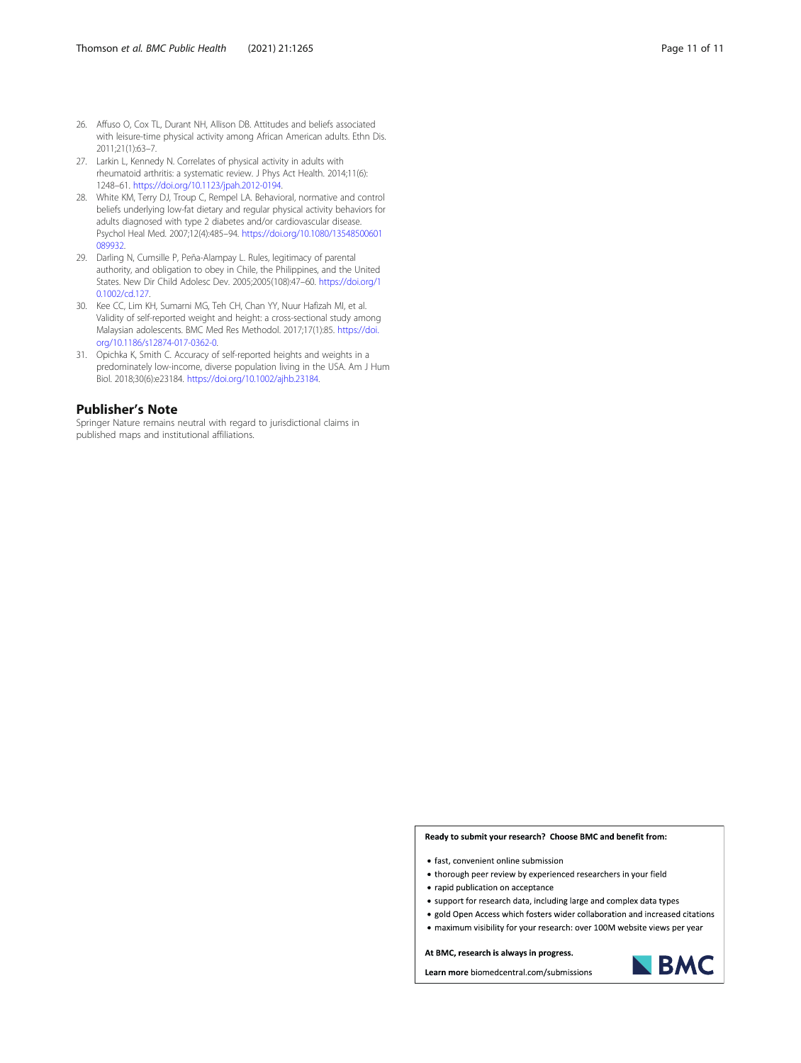26. Affuso O, Cox TL, Durant NH, Allison DB. Attitudes and beliefs associated with leisure-time physical activity among African American adults. Ethn Dis. 2011;21(1):63–7.
27. Larkin L, Kennedy N. Correlates of physical activity in adults with rheumatoid arthritis: a systematic review. J Phys Act Health. 2014;11(6): 1248–61. https://doi.org/10.1123/jpah.2012-0194.
28. White KM, Terry DJ, Troup C, Rempel LA. Behavioral, normative and control beliefs underlying low-fat dietary and regular physical activity behaviors for adults diagnosed with type 2 diabetes and/or cardiovascular disease. Psychol Heal Med. 2007;12(4):485–94. https://doi.org/10.1080/13548500601089932.
29. Darling N, Cumsille P, Peña-Alampay L. Rules, legitimacy of parental authority, and obligation to obey in Chile, the Philippines, and the United States. New Dir Child Adolesc Dev. 2005;2005(108):47–60. https://doi.org/10.1002/cd.127.
30. Kee CC, Lim KH, Sumarni MG, Teh CH, Chan YY, Nuur Hafizah MI, et al. Validity of self-reported weight and height: a cross-sectional study among Malaysian adolescents. BMC Med Res Methodol. 2017;17(1):85. https://doi.org/10.1186/s12874-017-0362-0.
31. Opichka K, Smith C. Accuracy of self-reported heights and weights in a predominately low-income, diverse population living in the USA. Am J Hum Biol. 2018;30(6):e23184. https://doi.org/10.1002/ajhb.23184.

## Publisher's Note

Springer Nature remains neutral with regard to jurisdictional claims in published maps and institutional affiliations.

**Ready to submit your research? Choose BMC and benefit from:**

- fast, convenient online submission
- thorough peer review by experienced researchers in your field
- rapid publication on acceptance
- support for research data, including large and complex data types
- gold Open Access which fosters wider collaboration and increased citations
- maximum visibility for your research: over 100M website views per year

**At BMC, research is always in progress.**

**Learn more** biomedcentral.com/submissions

BMC